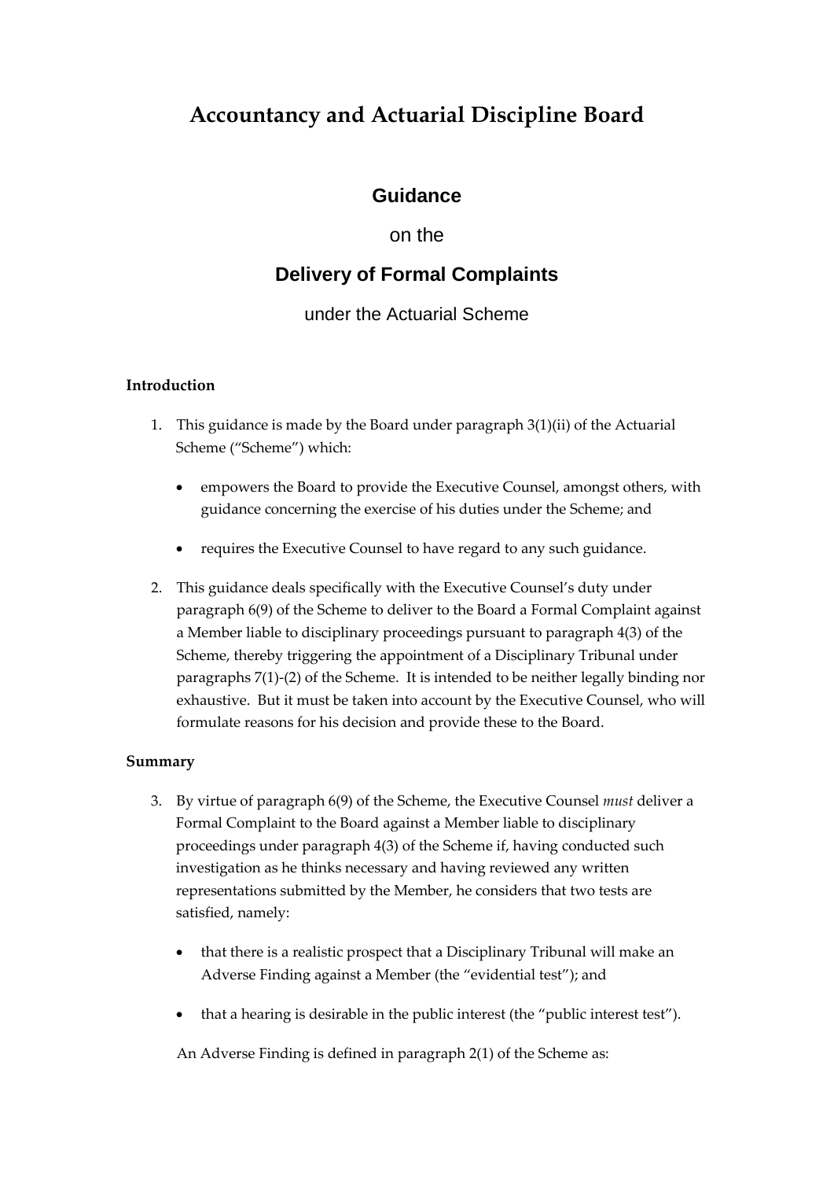# Accountancy and Actuarial Discipline Board

## Guidance

on the

## Delivery of Formal Complaints

under the Actuarial Scheme

**Introduction**

1. This guidance is made by the Board under paragraph 3(1)(ii) of the Actuarial Scheme ("Scheme") which:

   - empowers the Board to provide the Executive Counsel, amongst others, with guidance concerning the exercise of his duties under the Scheme; and
   - requires the Executive Counsel to have regard to any such guidance.

2. This guidance deals specifically with the Executive Counsel's duty under paragraph 6(9) of the Scheme to deliver to the Board a Formal Complaint against a Member liable to disciplinary proceedings pursuant to paragraph 4(3) of the Scheme, thereby triggering the appointment of a Disciplinary Tribunal under paragraphs 7(1)-(2) of the Scheme. It is intended to be neither legally binding nor exhaustive. But it must be taken into account by the Executive Counsel, who will formulate reasons for his decision and provide these to the Board.

**Summary**

3. By virtue of paragraph 6(9) of the Scheme, the Executive Counsel *must* deliver a Formal Complaint to the Board against a Member liable to disciplinary proceedings under paragraph 4(3) of the Scheme if, having conducted such investigation as he thinks necessary and having reviewed any written representations submitted by the Member, he considers that two tests are satisfied, namely:

   - that there is a realistic prospect that a Disciplinary Tribunal will make an Adverse Finding against a Member (the "evidential test"); and
   - that a hearing is desirable in the public interest (the "public interest test").

   An Adverse Finding is defined in paragraph 2(1) of the Scheme as: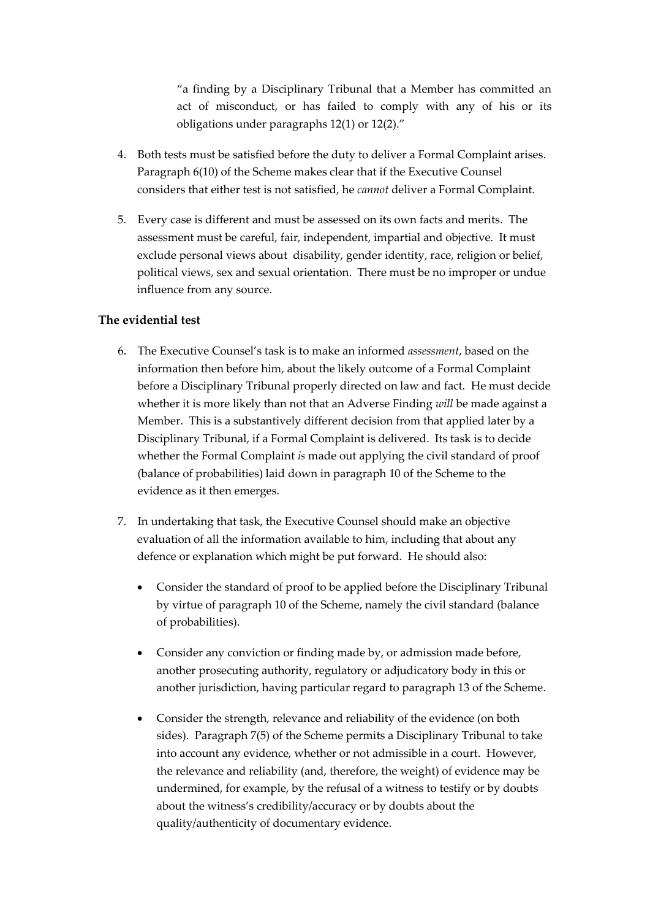> "a finding by a Disciplinary Tribunal that a Member has committed an act of misconduct, or has failed to comply with any of his or its obligations under paragraphs 12(1) or 12(2)."

4. Both tests must be satisfied before the duty to deliver a Formal Complaint arises. Paragraph 6(10) of the Scheme makes clear that if the Executive Counsel considers that either test is not satisfied, he *cannot* deliver a Formal Complaint.

5. Every case is different and must be assessed on its own facts and merits. The assessment must be careful, fair, independent, impartial and objective. It must exclude personal views about disability, gender identity, race, religion or belief, political views, sex and sexual orientation. There must be no improper or undue influence from any source.

**The evidential test**

6. The Executive Counsel's task is to make an informed *assessment*, based on the information then before him, about the likely outcome of a Formal Complaint before a Disciplinary Tribunal properly directed on law and fact. He must decide whether it is more likely than not that an Adverse Finding *will* be made against a Member. This is a substantively different decision from that applied later by a Disciplinary Tribunal, if a Formal Complaint is delivered. Its task is to decide whether the Formal Complaint *is* made out applying the civil standard of proof (balance of probabilities) laid down in paragraph 10 of the Scheme to the evidence as it then emerges.

7. In undertaking that task, the Executive Counsel should make an objective evaluation of all the information available to him, including that about any defence or explanation which might be put forward. He should also:

   - Consider the standard of proof to be applied before the Disciplinary Tribunal by virtue of paragraph 10 of the Scheme, namely the civil standard (balance of probabilities).

   - Consider any conviction or finding made by, or admission made before, another prosecuting authority, regulatory or adjudicatory body in this or another jurisdiction, having particular regard to paragraph 13 of the Scheme.

   - Consider the strength, relevance and reliability of the evidence (on both sides). Paragraph 7(5) of the Scheme permits a Disciplinary Tribunal to take into account any evidence, whether or not admissible in a court. However, the relevance and reliability (and, therefore, the weight) of evidence may be undermined, for example, by the refusal of a witness to testify or by doubts about the witness's credibility/accuracy or by doubts about the quality/authenticity of documentary evidence.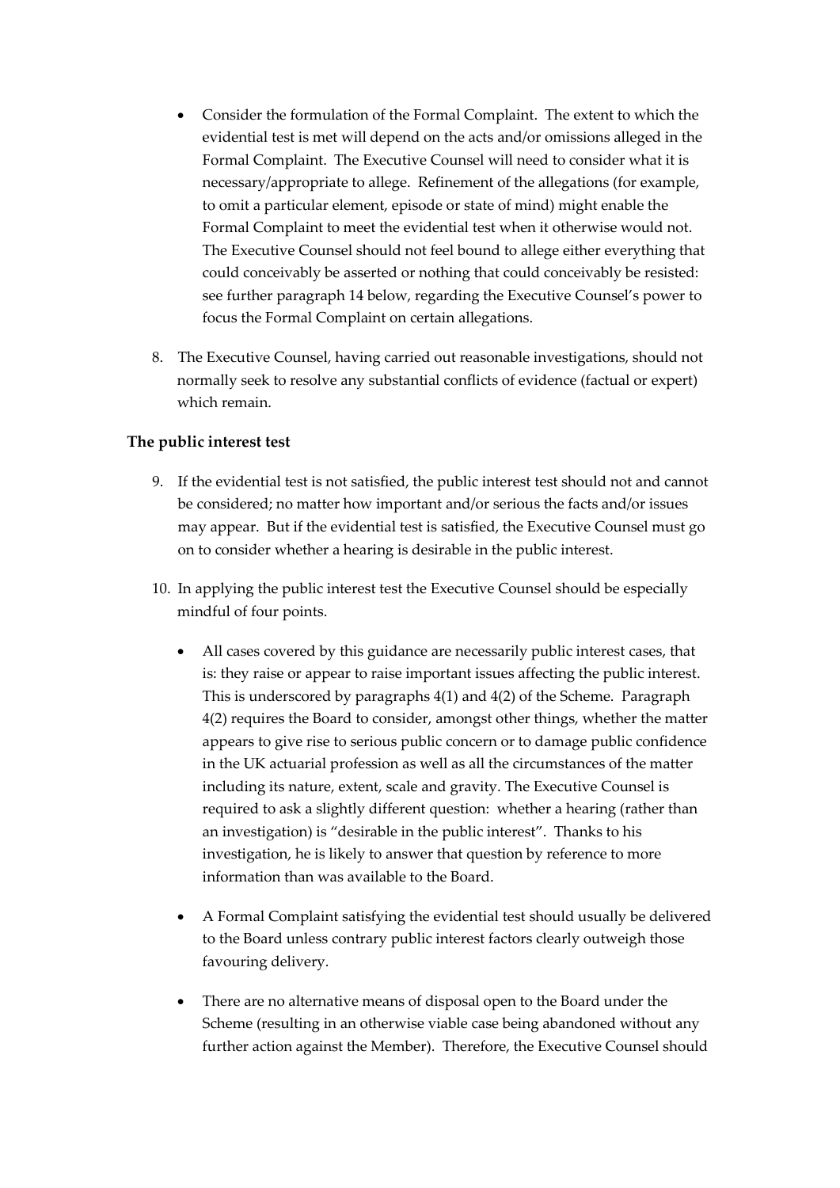- Consider the formulation of the Formal Complaint. The extent to which the evidential test is met will depend on the acts and/or omissions alleged in the Formal Complaint. The Executive Counsel will need to consider what it is necessary/appropriate to allege. Refinement of the allegations (for example, to omit a particular element, episode or state of mind) might enable the Formal Complaint to meet the evidential test when it otherwise would not. The Executive Counsel should not feel bound to allege either everything that could conceivably be asserted or nothing that could conceivably be resisted: see further paragraph 14 below, regarding the Executive Counsel's power to focus the Formal Complaint on certain allegations.

8. The Executive Counsel, having carried out reasonable investigations, should not normally seek to resolve any substantial conflicts of evidence (factual or expert) which remain.

**The public interest test**

9. If the evidential test is not satisfied, the public interest test should not and cannot be considered; no matter how important and/or serious the facts and/or issues may appear. But if the evidential test is satisfied, the Executive Counsel must go on to consider whether a hearing is desirable in the public interest.

10. In applying the public interest test the Executive Counsel should be especially mindful of four points.

    - All cases covered by this guidance are necessarily public interest cases, that is: they raise or appear to raise important issues affecting the public interest. This is underscored by paragraphs 4(1) and 4(2) of the Scheme. Paragraph 4(2) requires the Board to consider, amongst other things, whether the matter appears to give rise to serious public concern or to damage public confidence in the UK actuarial profession as well as all the circumstances of the matter including its nature, extent, scale and gravity. The Executive Counsel is required to ask a slightly different question: whether a hearing (rather than an investigation) is "desirable in the public interest". Thanks to his investigation, he is likely to answer that question by reference to more information than was available to the Board.

    - A Formal Complaint satisfying the evidential test should usually be delivered to the Board unless contrary public interest factors clearly outweigh those favouring delivery.

    - There are no alternative means of disposal open to the Board under the Scheme (resulting in an otherwise viable case being abandoned without any further action against the Member). Therefore, the Executive Counsel should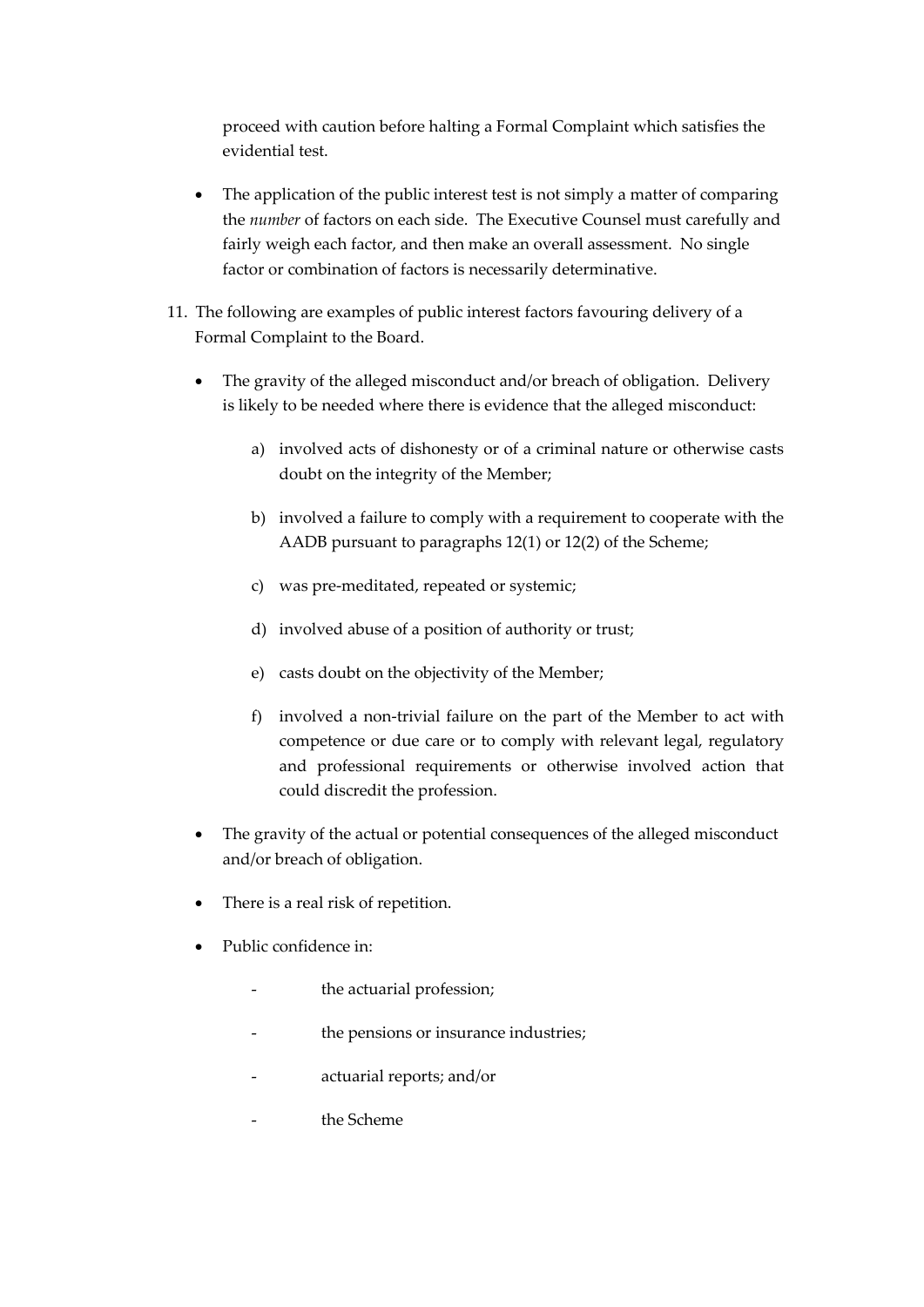proceed with caution before halting a Formal Complaint which satisfies the evidential test.

- The application of the public interest test is not simply a matter of comparing the *number* of factors on each side. The Executive Counsel must carefully and fairly weigh each factor, and then make an overall assessment. No single factor or combination of factors is necessarily determinative.

11. The following are examples of public interest factors favouring delivery of a Formal Complaint to the Board.

    - The gravity of the alleged misconduct and/or breach of obligation. Delivery is likely to be needed where there is evidence that the alleged misconduct:

        a) involved acts of dishonesty or of a criminal nature or otherwise casts doubt on the integrity of the Member;

        b) involved a failure to comply with a requirement to cooperate with the AADB pursuant to paragraphs 12(1) or 12(2) of the Scheme;

        c) was pre-meditated, repeated or systemic;

        d) involved abuse of a position of authority or trust;

        e) casts doubt on the objectivity of the Member;

        f) involved a non-trivial failure on the part of the Member to act with competence or due care or to comply with relevant legal, regulatory and professional requirements or otherwise involved action that could discredit the profession.

    - The gravity of the actual or potential consequences of the alleged misconduct and/or breach of obligation.

    - There is a real risk of repetition.

    - Public confidence in:

        - the actuarial profession;
        - the pensions or insurance industries;
        - actuarial reports; and/or
        - the Scheme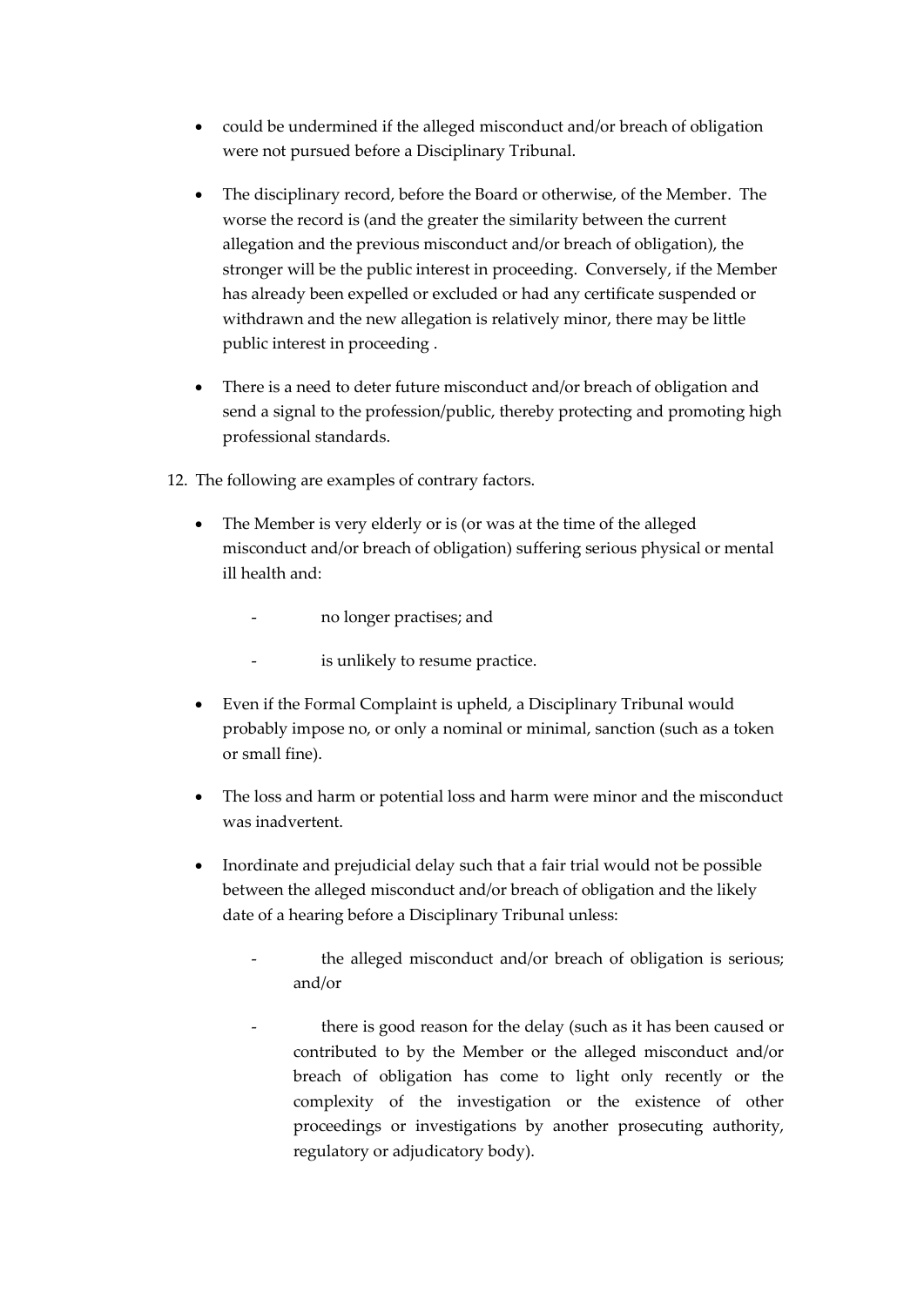- could be undermined if the alleged misconduct and/or breach of obligation were not pursued before a Disciplinary Tribunal.

- The disciplinary record, before the Board or otherwise, of the Member. The worse the record is (and the greater the similarity between the current allegation and the previous misconduct and/or breach of obligation), the stronger will be the public interest in proceeding. Conversely, if the Member has already been expelled or excluded or had any certificate suspended or withdrawn and the new allegation is relatively minor, there may be little public interest in proceeding .

- There is a need to deter future misconduct and/or breach of obligation and send a signal to the profession/public, thereby protecting and promoting high professional standards.

12. The following are examples of contrary factors.

    - The Member is very elderly or is (or was at the time of the alleged misconduct and/or breach of obligation) suffering serious physical or mental ill health and:

        - no longer practises; and

        - is unlikely to resume practice.

    - Even if the Formal Complaint is upheld, a Disciplinary Tribunal would probably impose no, or only a nominal or minimal, sanction (such as a token or small fine).

    - The loss and harm or potential loss and harm were minor and the misconduct was inadvertent.

    - Inordinate and prejudicial delay such that a fair trial would not be possible between the alleged misconduct and/or breach of obligation and the likely date of a hearing before a Disciplinary Tribunal unless:

        - the alleged misconduct and/or breach of obligation is serious; and/or

        - there is good reason for the delay (such as it has been caused or contributed to by the Member or the alleged misconduct and/or breach of obligation has come to light only recently or the complexity of the investigation or the existence of other proceedings or investigations by another prosecuting authority, regulatory or adjudicatory body).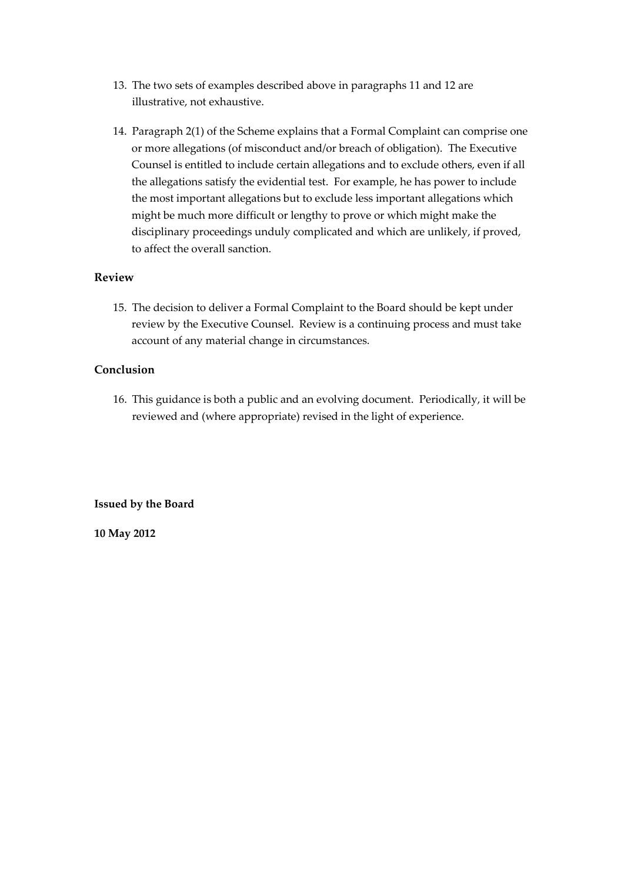13. The two sets of examples described above in paragraphs 11 and 12 are illustrative, not exhaustive.

14. Paragraph 2(1) of the Scheme explains that a Formal Complaint can comprise one or more allegations (of misconduct and/or breach of obligation). The Executive Counsel is entitled to include certain allegations and to exclude others, even if all the allegations satisfy the evidential test. For example, he has power to include the most important allegations but to exclude less important allegations which might be much more difficult or lengthy to prove or which might make the disciplinary proceedings unduly complicated and which are unlikely, if proved, to affect the overall sanction.

## Review

15. The decision to deliver a Formal Complaint to the Board should be kept under review by the Executive Counsel. Review is a continuing process and must take account of any material change in circumstances.

## Conclusion

16. This guidance is both a public and an evolving document. Periodically, it will be reviewed and (where appropriate) revised in the light of experience.

**Issued by the Board**

**10 May 2012**